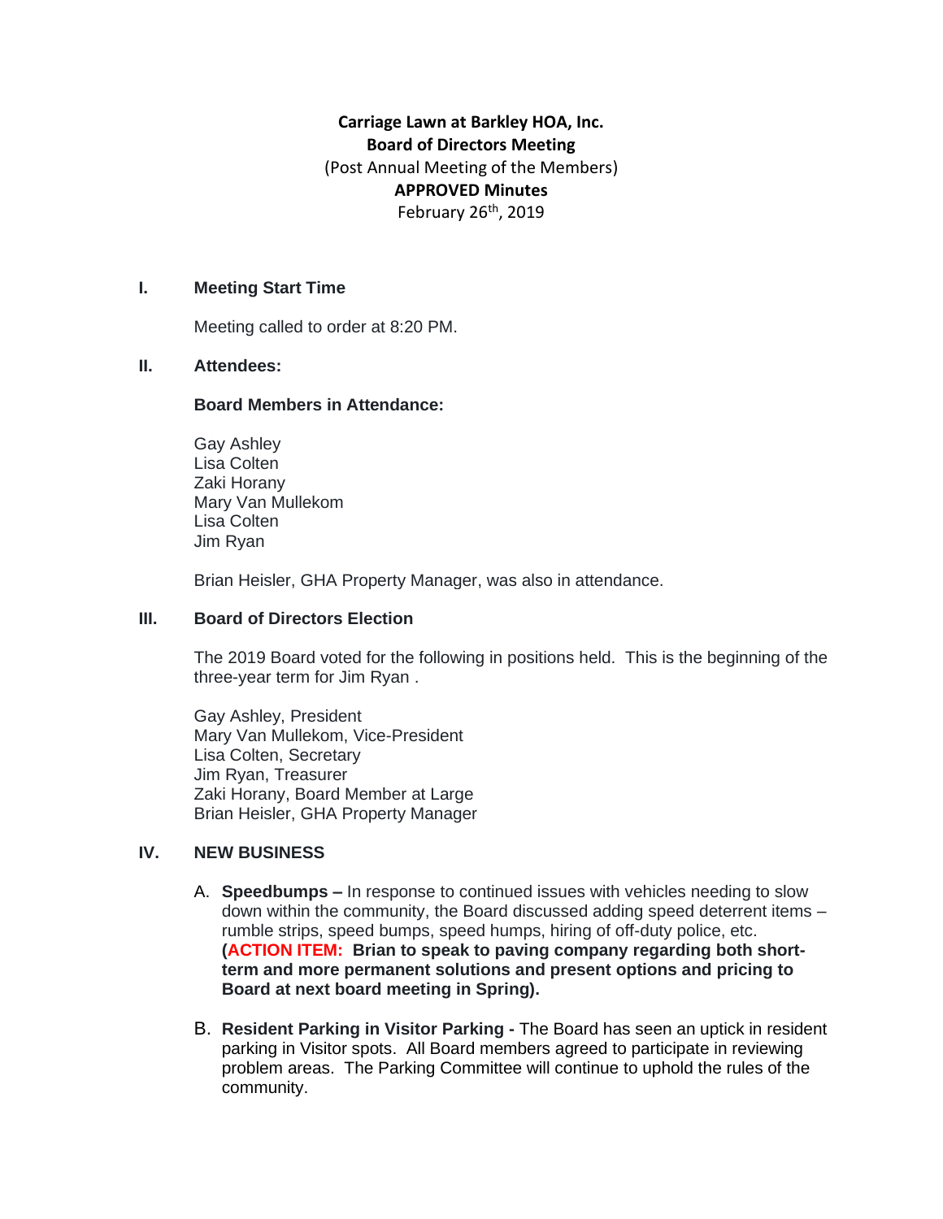**Carriage Lawn at Barkley HOA, Inc.**
**Board of Directors Meeting**
(Post Annual Meeting of the Members)
**APPROVED Minutes**
February 26th, 2019

## I. Meeting Start Time

Meeting called to order at 8:20 PM.

## II. Attendees:

**Board Members in Attendance:**

Gay Ashley
Lisa Colten
Zaki Horany
Mary Van Mullekom
Lisa Colten
Jim Ryan

Brian Heisler, GHA Property Manager, was also in attendance.

## III. Board of Directors Election

The 2019 Board voted for the following in positions held. This is the beginning of the three-year term for Jim Ryan .

Gay Ashley, President
Mary Van Mullekom, Vice-President
Lisa Colten, Secretary
Jim Ryan, Treasurer
Zaki Horany, Board Member at Large
Brian Heisler, GHA Property Manager

## IV. NEW BUSINESS

A. **Speedbumps –** In response to continued issues with vehicles needing to slow down within the community, the Board discussed adding speed deterrent items – rumble strips, speed bumps, speed humps, hiring of off-duty police, etc. **(ACTION ITEM: Brian to speak to paving company regarding both short-term and more permanent solutions and present options and pricing to Board at next board meeting in Spring).**

B. **Resident Parking in Visitor Parking -** The Board has seen an uptick in resident parking in Visitor spots. All Board members agreed to participate in reviewing problem areas. The Parking Committee will continue to uphold the rules of the community.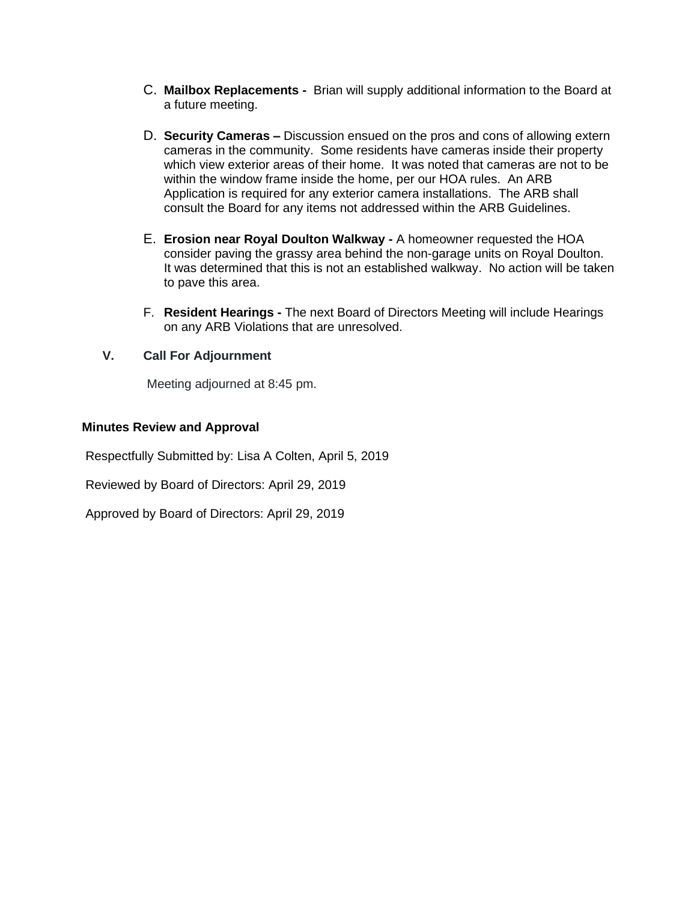C. **Mailbox Replacements -** Brian will supply additional information to the Board at a future meeting.

D. **Security Cameras –** Discussion ensued on the pros and cons of allowing extern cameras in the community. Some residents have cameras inside their property which view exterior areas of their home. It was noted that cameras are not to be within the window frame inside the home, per our HOA rules. An ARB Application is required for any exterior camera installations. The ARB shall consult the Board for any items not addressed within the ARB Guidelines.

E. **Erosion near Royal Doulton Walkway -** A homeowner requested the HOA consider paving the grassy area behind the non-garage units on Royal Doulton. It was determined that this is not an established walkway. No action will be taken to pave this area.

F. **Resident Hearings -** The next Board of Directors Meeting will include Hearings on any ARB Violations that are unresolved.

**V. Call For Adjournment**

Meeting adjourned at 8:45 pm.

**Minutes Review and Approval**

Respectfully Submitted by: Lisa A Colten, April 5, 2019

Reviewed by Board of Directors: April 29, 2019

Approved by Board of Directors: April 29, 2019